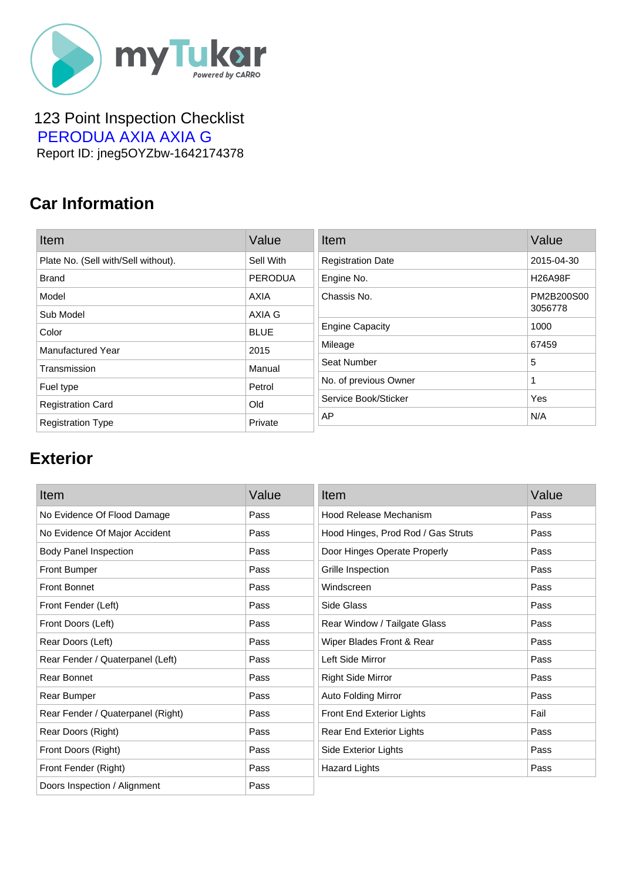myTukar Powered by CARRO

123 Point Inspection Checklist
PERODUA AXIA AXIA G
Report ID: jneg5OYZbw-1642174378

## Car Information

| Item | Value |
|---|---|
| Plate No. (Sell with/Sell without). | Sell With |
| Brand | PERODUA |
| Model | AXIA |
| Sub Model | AXIA G |
| Color | BLUE |
| Manufactured Year | 2015 |
| Transmission | Manual |
| Fuel type | Petrol |
| Registration Card | Old |
| Registration Type | Private |

| Item | Value |
|---|---|
| Registration Date | 2015-04-30 |
| Engine No. | H26A98F |
| Chassis No. | PM2B200S00 3056778 |
| Engine Capacity | 1000 |
| Mileage | 67459 |
| Seat Number | 5 |
| No. of previous Owner | 1 |
| Service Book/Sticker | Yes |
| AP | N/A |

## Exterior

| Item | Value |
|---|---|
| No Evidence Of Flood Damage | Pass |
| No Evidence Of Major Accident | Pass |
| Body Panel Inspection | Pass |
| Front Bumper | Pass |
| Front Bonnet | Pass |
| Front Fender (Left) | Pass |
| Front Doors (Left) | Pass |
| Rear Doors (Left) | Pass |
| Rear Fender / Quaterpanel (Left) | Pass |
| Rear Bonnet | Pass |
| Rear Bumper | Pass |
| Rear Fender / Quaterpanel (Right) | Pass |
| Rear Doors (Right) | Pass |
| Front Doors (Right) | Pass |
| Front Fender (Right) | Pass |
| Doors Inspection / Alignment | Pass |

| Item | Value |
|---|---|
| Hood Release Mechanism | Pass |
| Hood Hinges, Prod Rod / Gas Struts | Pass |
| Door Hinges Operate Properly | Pass |
| Grille Inspection | Pass |
| Windscreen | Pass |
| Side Glass | Pass |
| Rear Window / Tailgate Glass | Pass |
| Wiper Blades Front & Rear | Pass |
| Left Side Mirror | Pass |
| Right Side Mirror | Pass |
| Auto Folding Mirror | Pass |
| Front End Exterior Lights | Fail |
| Rear End Exterior Lights | Pass |
| Side Exterior Lights | Pass |
| Hazard Lights | Pass |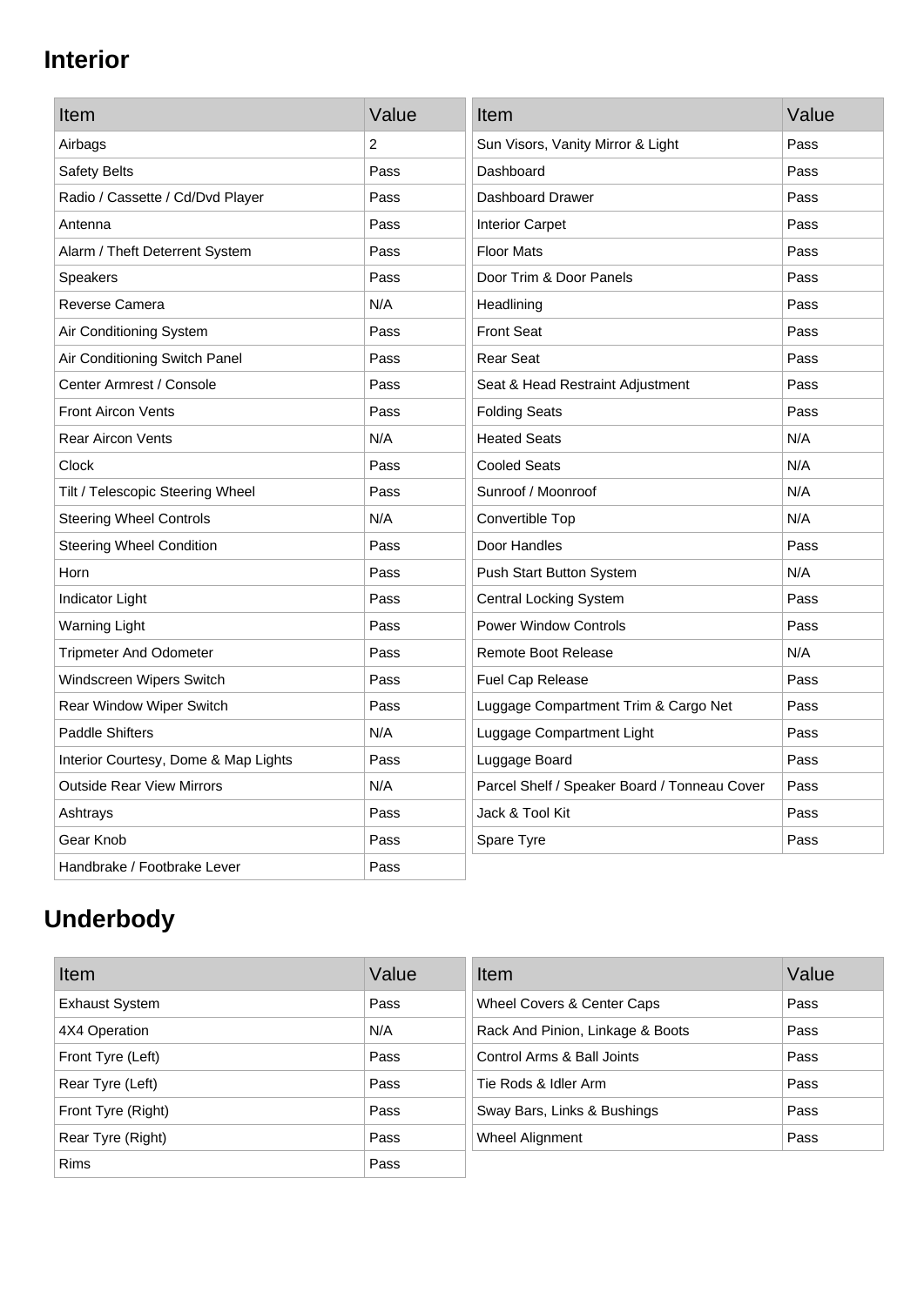## Interior

| Item | Value |
| --- | --- |
| Airbags | 2 |
| Safety Belts | Pass |
| Radio / Cassette / Cd/Dvd Player | Pass |
| Antenna | Pass |
| Alarm / Theft Deterrent System | Pass |
| Speakers | Pass |
| Reverse Camera | N/A |
| Air Conditioning System | Pass |
| Air Conditioning Switch Panel | Pass |
| Center Armrest / Console | Pass |
| Front Aircon Vents | Pass |
| Rear Aircon Vents | N/A |
| Clock | Pass |
| Tilt / Telescopic Steering Wheel | Pass |
| Steering Wheel Controls | N/A |
| Steering Wheel Condition | Pass |
| Horn | Pass |
| Indicator Light | Pass |
| Warning Light | Pass |
| Tripmeter And Odometer | Pass |
| Windscreen Wipers Switch | Pass |
| Rear Window Wiper Switch | Pass |
| Paddle Shifters | N/A |
| Interior Courtesy, Dome & Map Lights | Pass |
| Outside Rear View Mirrors | N/A |
| Ashtrays | Pass |
| Gear Knob | Pass |
| Handbrake / Footbrake Lever | Pass |

| Item | Value |
| --- | --- |
| Sun Visors, Vanity Mirror & Light | Pass |
| Dashboard | Pass |
| Dashboard Drawer | Pass |
| Interior Carpet | Pass |
| Floor Mats | Pass |
| Door Trim & Door Panels | Pass |
| Headlining | Pass |
| Front Seat | Pass |
| Rear Seat | Pass |
| Seat & Head Restraint Adjustment | Pass |
| Folding Seats | Pass |
| Heated Seats | N/A |
| Cooled Seats | N/A |
| Sunroof / Moonroof | N/A |
| Convertible Top | N/A |
| Door Handles | Pass |
| Push Start Button System | N/A |
| Central Locking System | Pass |
| Power Window Controls | Pass |
| Remote Boot Release | N/A |
| Fuel Cap Release | Pass |
| Luggage Compartment Trim & Cargo Net | Pass |
| Luggage Compartment Light | Pass |
| Luggage Board | Pass |
| Parcel Shelf / Speaker Board / Tonneau Cover | Pass |
| Jack & Tool Kit | Pass |
| Spare Tyre | Pass |

## Underbody

| Item | Value |
| --- | --- |
| Exhaust System | Pass |
| 4X4 Operation | N/A |
| Front Tyre (Left) | Pass |
| Rear Tyre (Left) | Pass |
| Front Tyre (Right) | Pass |
| Rear Tyre (Right) | Pass |
| Rims | Pass |

| Item | Value |
| --- | --- |
| Wheel Covers & Center Caps | Pass |
| Rack And Pinion, Linkage & Boots | Pass |
| Control Arms & Ball Joints | Pass |
| Tie Rods & Idler Arm | Pass |
| Sway Bars, Links & Bushings | Pass |
| Wheel Alignment | Pass |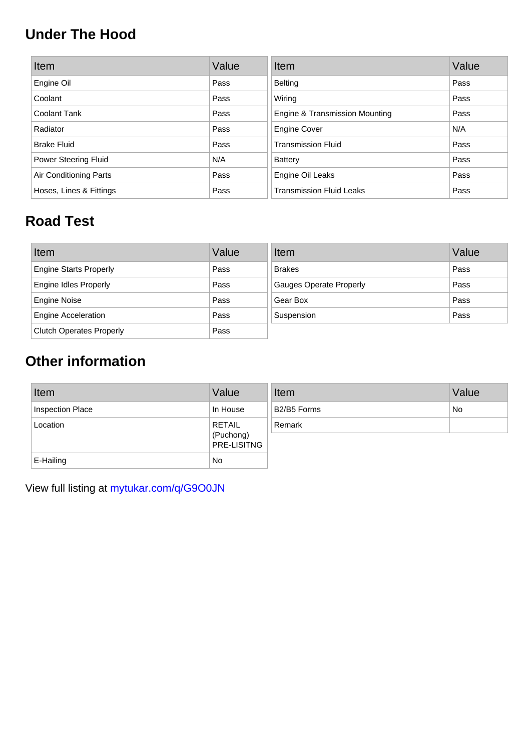## Under The Hood

| Item | Value |
|---|---|
| Engine Oil | Pass |
| Coolant | Pass |
| Coolant Tank | Pass |
| Radiator | Pass |
| Brake Fluid | Pass |
| Power Steering Fluid | N/A |
| Air Conditioning Parts | Pass |
| Hoses, Lines & Fittings | Pass |

| Item | Value |
|---|---|
| Belting | Pass |
| Wiring | Pass |
| Engine & Transmission Mounting | Pass |
| Engine Cover | N/A |
| Transmission Fluid | Pass |
| Battery | Pass |
| Engine Oil Leaks | Pass |
| Transmission Fluid Leaks | Pass |

## Road Test

| Item | Value |
|---|---|
| Engine Starts Properly | Pass |
| Engine Idles Properly | Pass |
| Engine Noise | Pass |
| Engine Acceleration | Pass |
| Clutch Operates Properly | Pass |

| Item | Value |
|---|---|
| Brakes | Pass |
| Gauges Operate Properly | Pass |
| Gear Box | Pass |
| Suspension | Pass |

## Other information

| Item | Value |
|---|---|
| Inspection Place | In House |
| Location | RETAIL (Puchong) PRE-LISITNG |
| E-Hailing | No |

| Item | Value |
|---|---|
| B2/B5 Forms | No |
| Remark | |

View full listing at mytukar.com/q/G9O0JN